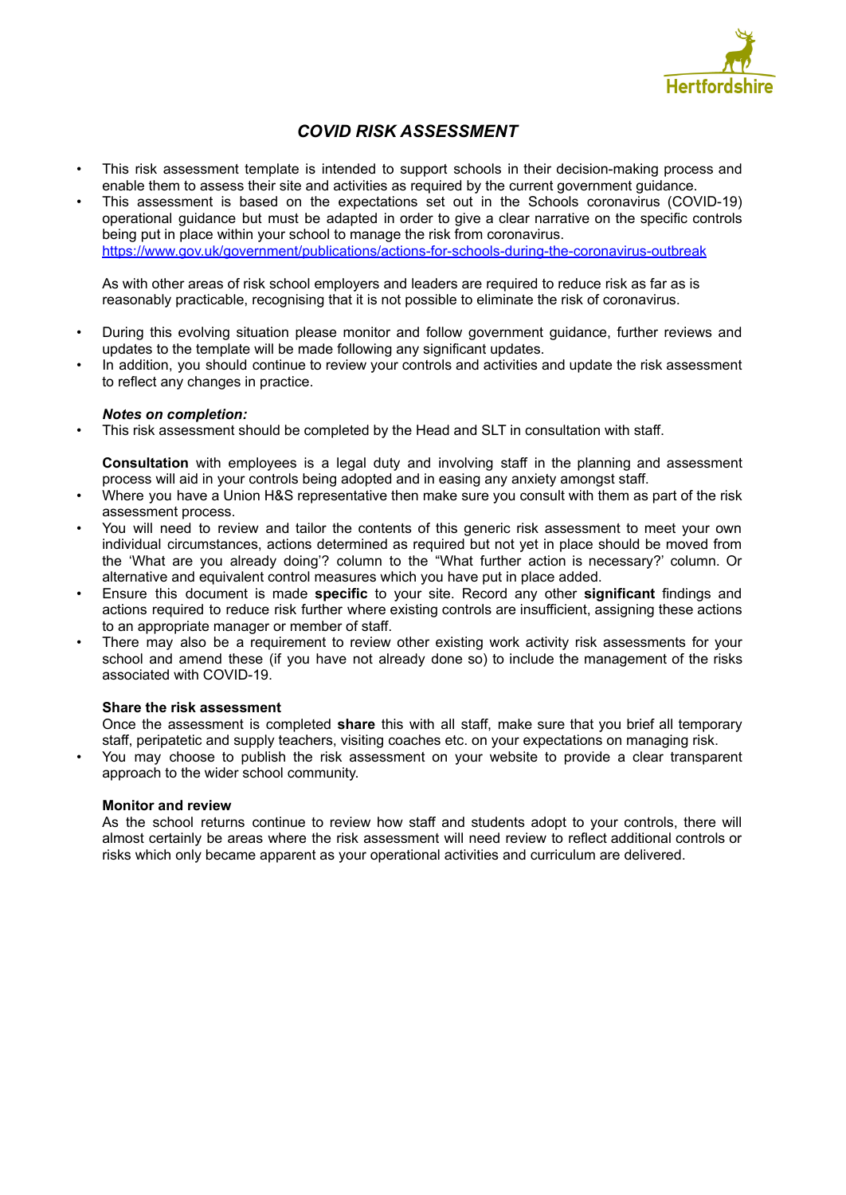Hertfordshire

# *COVID RISK ASSESSMENT*

- This risk assessment template is intended to support schools in their decision-making process and enable them to assess their site and activities as required by the current government guidance.
- This assessment is based on the expectations set out in the Schools coronavirus (COVID-19) operational guidance but must be adapted in order to give a clear narrative on the specific controls being put in place within your school to manage the risk from coronavirus. https://www.gov.uk/government/publications/actions-for-schools-during-the-coronavirus-outbreak

  As with other areas of risk school employers and leaders are required to reduce risk as far as is reasonably practicable, recognising that it is not possible to eliminate the risk of coronavirus.

- During this evolving situation please monitor and follow government guidance, further reviews and updates to the template will be made following any significant updates.
- In addition, you should continue to review your controls and activities and update the risk assessment to reflect any changes in practice.

***Notes on completion:***

- This risk assessment should be completed by the Head and SLT in consultation with staff.

  **Consultation** with employees is a legal duty and involving staff in the planning and assessment process will aid in your controls being adopted and in easing any anxiety amongst staff.

- Where you have a Union H&S representative then make sure you consult with them as part of the risk assessment process.
- You will need to review and tailor the contents of this generic risk assessment to meet your own individual circumstances, actions determined as required but not yet in place should be moved from the 'What are you already doing'? column to the "What further action is necessary?' column. Or alternative and equivalent control measures which you have put in place added.
- Ensure this document is made **specific** to your site. Record any other **significant** findings and actions required to reduce risk further where existing controls are insufficient, assigning these actions to an appropriate manager or member of staff.
- There may also be a requirement to review other existing work activity risk assessments for your school and amend these (if you have not already done so) to include the management of the risks associated with COVID-19.

**Share the risk assessment**

Once the assessment is completed **share** this with all staff, make sure that you brief all temporary staff, peripatetic and supply teachers, visiting coaches etc. on your expectations on managing risk.

- You may choose to publish the risk assessment on your website to provide a clear transparent approach to the wider school community.

**Monitor and review**

As the school returns continue to review how staff and students adopt to your controls, there will almost certainly be areas where the risk assessment will need review to reflect additional controls or risks which only became apparent as your operational activities and curriculum are delivered.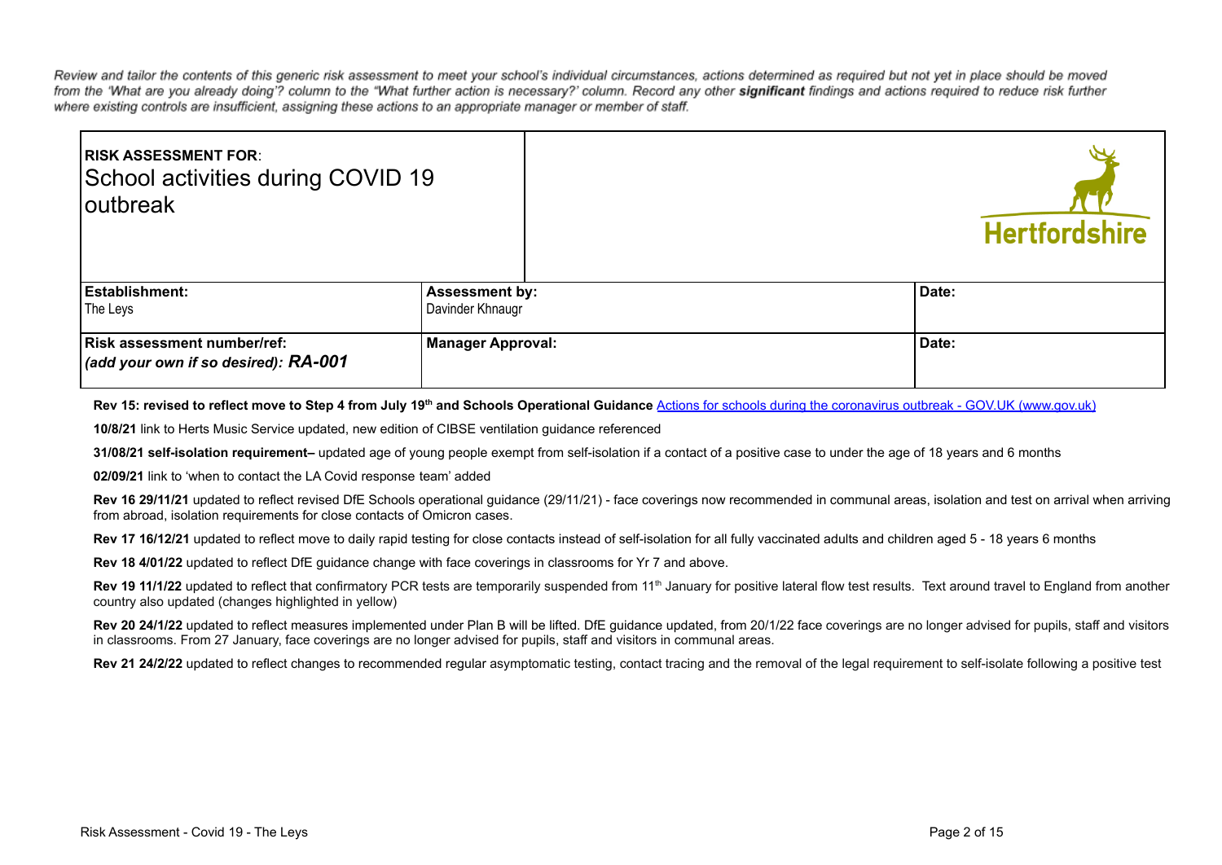*Review and tailor the contents of this generic risk assessment to meet your school's individual circumstances, actions determined as required but not yet in place should be moved from the 'What are you already doing'? column to the "What further action is necessary?' column. Record any other **significant** findings and actions required to reduce risk further where existing controls are insufficient, assigning these actions to an appropriate manager or member of staff.*

| **RISK ASSESSMENT FOR**: School activities during COVID 19 outbreak | | Hertfordshire |
|---|---|---|
| **Establishment:** The Leys | **Assessment by:** Davinder Khnaugr | **Date:** |
| **Risk assessment number/ref:** *(add your own if so desired)*: ***RA-001*** | **Manager Approval:** | **Date:** |

**Rev 15: revised to reflect move to Step 4 from July 19th and Schools Operational Guidance** [Actions for schools during the coronavirus outbreak - GOV.UK (www.gov.uk)]

**10/8/21** link to Herts Music Service updated, new edition of CIBSE ventilation guidance referenced

**31/08/21 self-isolation requirement–** updated age of young people exempt from self-isolation if a contact of a positive case to under the age of 18 years and 6 months

**02/09/21** link to 'when to contact the LA Covid response team' added

**Rev 16 29/11/21** updated to reflect revised DfE Schools operational guidance (29/11/21) - face coverings now recommended in communal areas, isolation and test on arrival when arriving from abroad, isolation requirements for close contacts of Omicron cases.

**Rev 17 16/12/21** updated to reflect move to daily rapid testing for close contacts instead of self-isolation for all fully vaccinated adults and children aged 5 - 18 years 6 months

**Rev 18 4/01/22** updated to reflect DfE guidance change with face coverings in classrooms for Yr 7 and above.

**Rev 19 11/1/22** updated to reflect that confirmatory PCR tests are temporarily suspended from 11th January for positive lateral flow test results. Text around travel to England from another country also updated (changes highlighted in yellow)

**Rev 20 24/1/22** updated to reflect measures implemented under Plan B will be lifted. DfE guidance updated, from 20/1/22 face coverings are no longer advised for pupils, staff and visitors in classrooms. From 27 January, face coverings are no longer advised for pupils, staff and visitors in communal areas.

**Rev 21 24/2/22** updated to reflect changes to recommended regular asymptomatic testing, contact tracing and the removal of the legal requirement to self-isolate following a positive test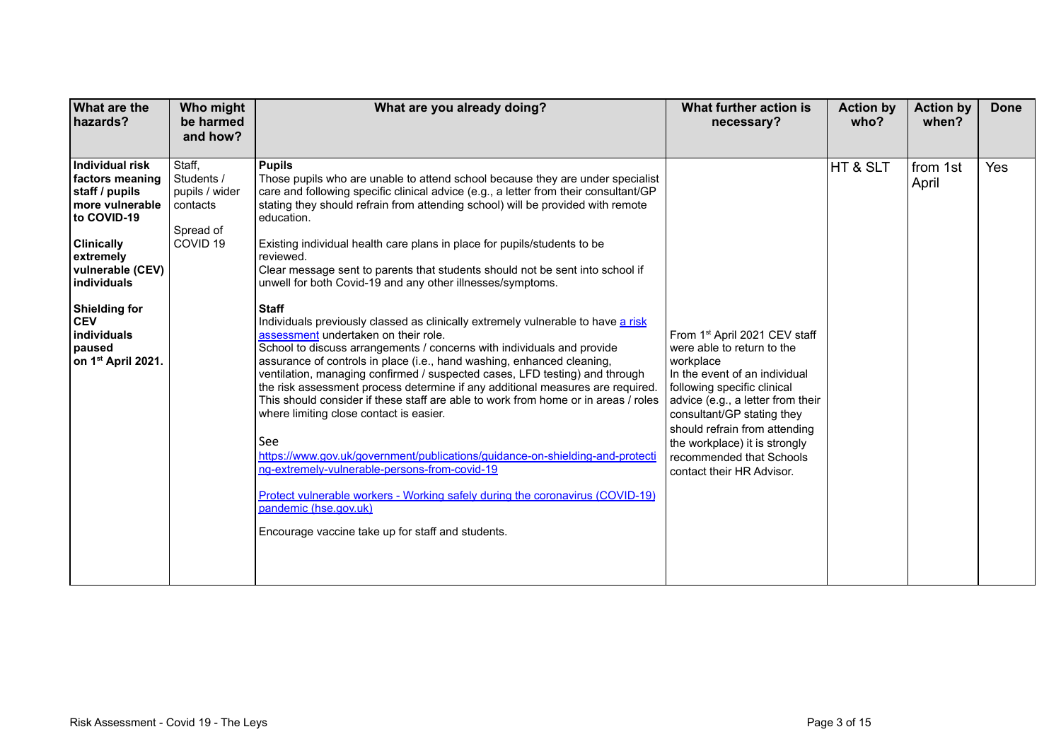| What are the hazards? | Who might be harmed and how? | What are you already doing? | What further action is necessary? | Action by who? | Action by when? | Done |
|---|---|---|---|---|---|---|
| **Individual risk factors meaning staff / pupils more vulnerable to COVID-19**<br><br>**Clinically extremely vulnerable (CEV) individuals**<br><br>**Shielding for CEV individuals paused on 1st April 2021.** | Staff, Students / pupils / wider contacts<br><br>Spread of COVID 19 | **Pupils**<br>Those pupils who are unable to attend school because they are under specialist care and following specific clinical advice (e.g., a letter from their consultant/GP stating they should refrain from attending school) will be provided with remote education.<br><br>Existing individual health care plans in place for pupils/students to be reviewed.<br>Clear message sent to parents that students should not be sent into school if unwell for both Covid-19 and any other illnesses/symptoms.<br><br>**Staff**<br>Individuals previously classed as clinically extremely vulnerable to have a risk assessment undertaken on their role.<br>School to discuss arrangements / concerns with individuals and provide assurance of controls in place (i.e., hand washing, enhanced cleaning, ventilation, managing confirmed / suspected cases, LFD testing) and through the risk assessment process determine if any additional measures are required. This should consider if these staff are able to work from home or in areas / roles where limiting close contact is easier.<br><br>See https://www.gov.uk/government/publications/guidance-on-shielding-and-protecting-extremely-vulnerable-persons-from-covid-19<br><br>Protect vulnerable workers - Working safely during the coronavirus (COVID-19) pandemic (hse.gov.uk)<br><br>Encourage vaccine take up for staff and students. | From 1st April 2021 CEV staff were able to return to the workplace<br>In the event of an individual following specific clinical advice (e.g., a letter from their consultant/GP stating they should refrain from attending the workplace) it is strongly recommended that Schools contact their HR Advisor. | HT & SLT | from 1st April | Yes |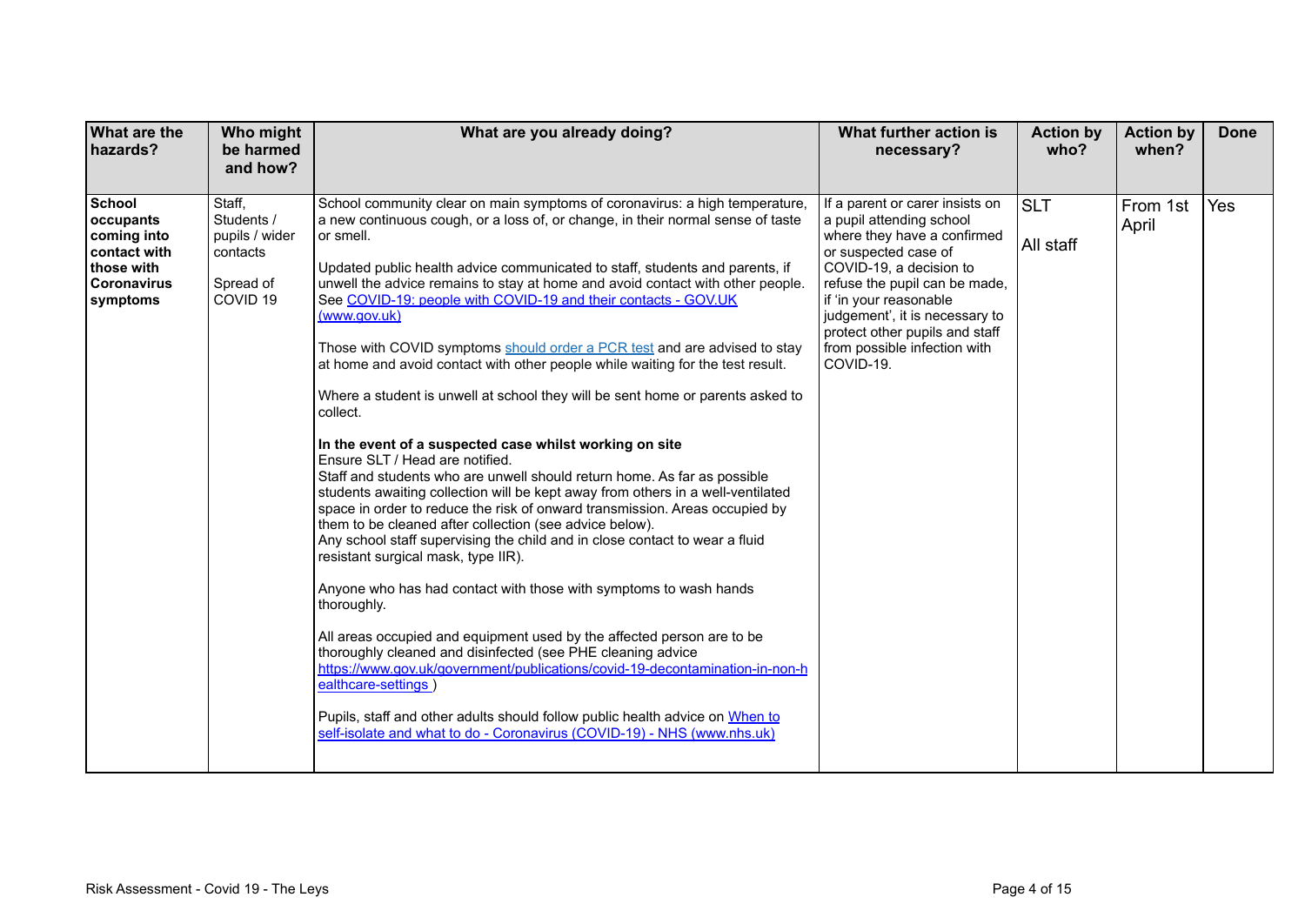| What are the hazards? | Who might be harmed and how? | What are you already doing? | What further action is necessary? | Action by who? | Action by when? | Done |
|---|---|---|---|---|---|---|
| **School occupants coming into contact with those with Coronavirus symptoms** | Staff, Students / pupils / wider contacts<br><br>Spread of COVID 19 | School community clear on main symptoms of coronavirus: a high temperature, a new continuous cough, or a loss of, or change, in their normal sense of taste or smell.<br><br>Updated public health advice communicated to staff, students and parents, if unwell the advice remains to stay at home and avoid contact with other people. See [COVID-19: people with COVID-19 and their contacts - GOV.UK (www.gov.uk)]()<br><br>Those with COVID symptoms [should order a PCR test]() and are advised to stay at home and avoid contact with other people while waiting for the test result.<br><br>Where a student is unwell at school they will be sent home or parents asked to collect.<br><br>**In the event of a suspected case whilst working on site**<br>Ensure SLT / Head are notified.<br>Staff and students who are unwell should return home. As far as possible students awaiting collection will be kept away from others in a well-ventilated space in order to reduce the risk of onward transmission. Areas occupied by them to be cleaned after collection (see advice below).<br>Any school staff supervising the child and in close contact to wear a fluid resistant surgical mask, type IIR).<br><br>Anyone who has had contact with those with symptoms to wash hands thoroughly.<br><br>All areas occupied and equipment used by the affected person are to be thoroughly cleaned and disinfected (see PHE cleaning advice [https://www.gov.uk/government/publications/covid-19-decontamination-in-non-healthcare-settings](https://www.gov.uk/government/publications/covid-19-decontamination-in-non-healthcare-settings) )<br><br>Pupils, staff and other adults should follow public health advice on [When to self-isolate and what to do - Coronavirus (COVID-19) - NHS (www.nhs.uk)]() | If a parent or carer insists on a pupil attending school where they have a confirmed or suspected case of COVID-19, a decision to refuse the pupil can be made, if 'in your reasonable judgement', it is necessary to protect other pupils and staff from possible infection with COVID-19. | SLT<br><br>All staff | From 1st April | Yes |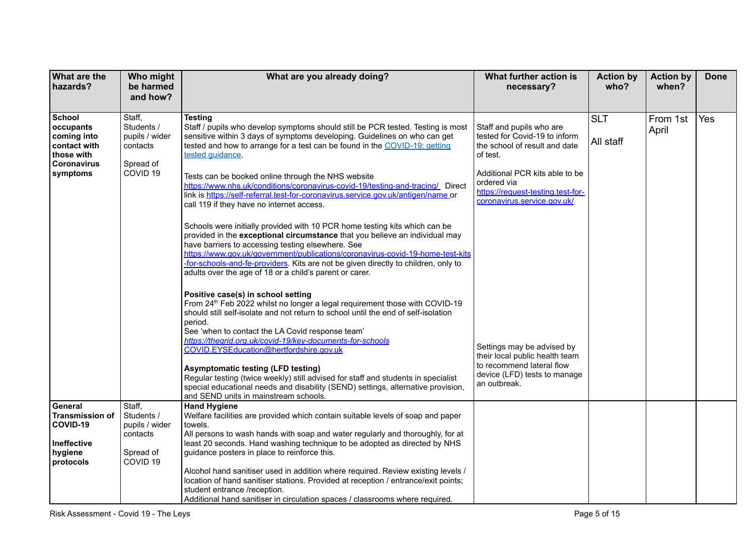| What are the hazards? | Who might be harmed and how? | What are you already doing? | What further action is necessary? | Action by who? | Action by when? | Done |
|---|---|---|---|---|---|---|
| **School occupants coming into contact with those with Coronavirus symptoms** | Staff, Students / pupils / wider contacts<br><br>Spread of COVID 19 | **Testing**<br>Staff / pupils who develop symptoms should still be PCR tested. Testing is most sensitive within 3 days of symptoms developing. Guidelines on who can get tested and how to arrange for a test can be found in the COVID-19: getting tested guidance.<br><br>Tests can be booked online through the NHS website https://www.nhs.uk/conditions/coronavirus-covid-19/testing-and-tracing/ Direct link is https://self-referral.test-for-coronavirus.service.gov.uk/antigen/name or call 119 if they have no internet access.<br><br>Schools were initially provided with 10 PCR home testing kits which can be provided in the **exceptional circumstance** that you believe an individual may have barriers to accessing testing elsewhere. See https://www.gov.uk/government/publications/coronavirus-covid-19-home-test-kits-for-schools-and-fe-providers. Kits are not be given directly to children, only to adults over the age of 18 or a child's parent or carer.<br><br>**Positive case(s) in school setting**<br>From 24th Feb 2022 whilst no longer a legal requirement those with COVID-19 should still self-isolate and not return to school until the end of self-isolation period.<br>See 'when to contact the LA Covid response team'<br>*https://thegrid.org.uk/covid-19/key-documents-for-schools*<br>COVID.EYSEducation@hertfordshire.gov.uk<br><br>**Asymptomatic testing (LFD testing)**<br>Regular testing (twice weekly) still advised for staff and students in specialist special educational needs and disability (SEND) settings, alternative provision, and SEND units in mainstream schools. | Staff and pupils who are tested for Covid-19 to inform the school of result and date of test.<br><br>Additional PCR kits able to be ordered via https://request-testing.test-for-coronavirus.service.gov.uk/<br><br>Settings may be advised by their local public health team to recommend lateral flow device (LFD) tests to manage an outbreak. | SLT<br><br>All staff | From 1st April | Yes |
| **General Transmission of COVID-19**<br><br>**Ineffective hygiene protocols** | Staff, Students / pupils / wider contacts<br><br>Spread of COVID 19 | **Hand Hygiene**<br>Welfare facilities are provided which contain suitable levels of soap and paper towels.<br>All persons to wash hands with soap and water regularly and thoroughly, for at least 20 seconds. Hand washing technique to be adopted as directed by NHS guidance posters in place to reinforce this.<br><br>Alcohol hand sanitiser used in addition where required. Review existing levels / location of hand sanitiser stations. Provided at reception / entrance/exit points; student entrance /reception.<br>Additional hand sanitiser in circulation spaces / classrooms where required. | | | | |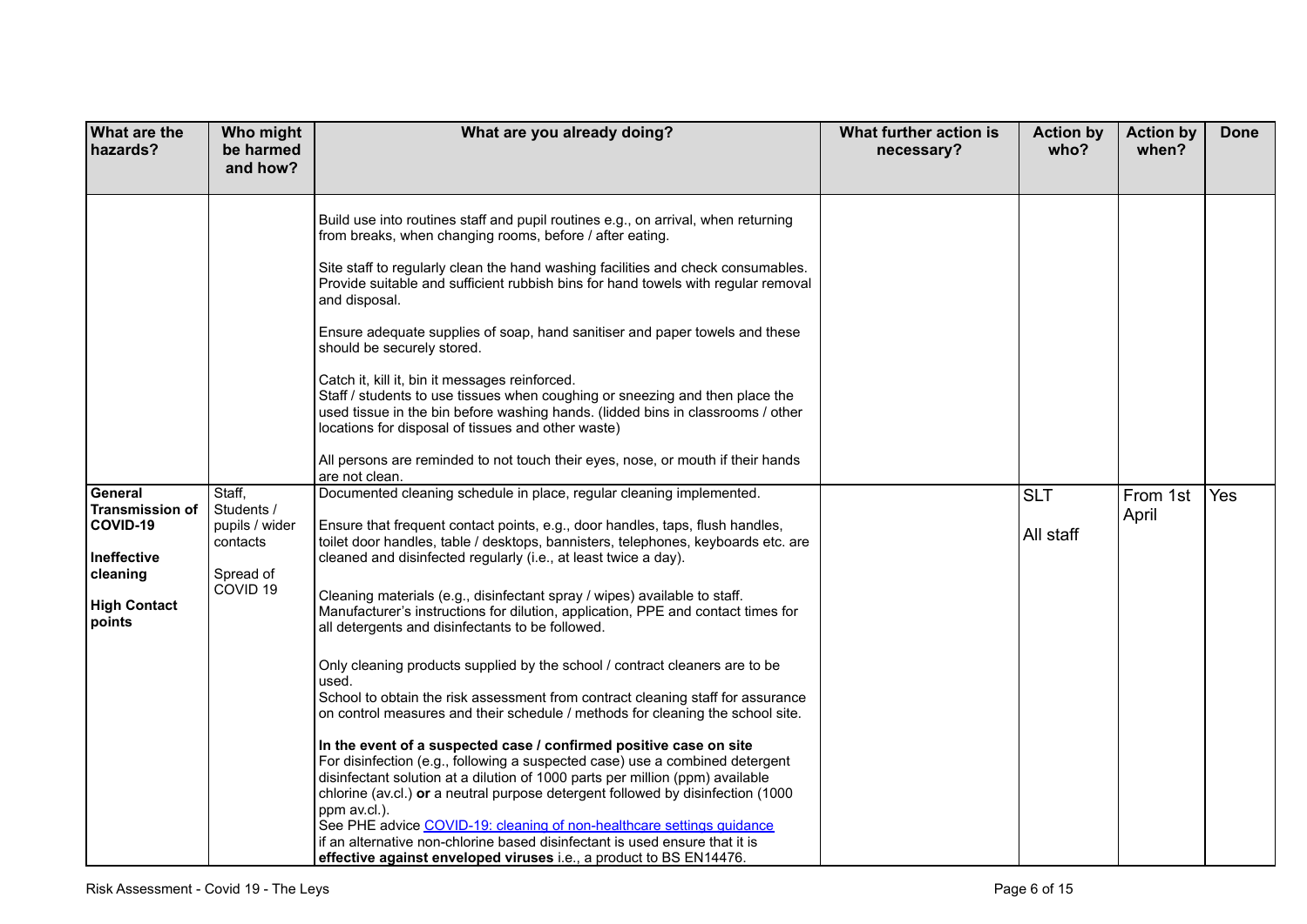| What are the hazards? | Who might be harmed and how? | What are you already doing? | What further action is necessary? | Action by who? | Action by when? | Done |
|---|---|---|---|---|---|---|
| | | Build use into routines staff and pupil routines e.g., on arrival, when returning from breaks, when changing rooms, before / after eating.<br><br>Site staff to regularly clean the hand washing facilities and check consumables. Provide suitable and sufficient rubbish bins for hand towels with regular removal and disposal.<br><br>Ensure adequate supplies of soap, hand sanitiser and paper towels and these should be securely stored.<br><br>Catch it, kill it, bin it messages reinforced.<br>Staff / students to use tissues when coughing or sneezing and then place the used tissue in the bin before washing hands. (lidded bins in classrooms / other locations for disposal of tissues and other waste)<br><br>All persons are reminded to not touch their eyes, nose, or mouth if their hands are not clean. | | | | |
| **General Transmission of COVID-19**<br><br>**Ineffective cleaning**<br><br>**High Contact points** | Staff, Students / pupils / wider contacts<br><br>Spread of COVID 19 | Documented cleaning schedule in place, regular cleaning implemented.<br><br>Ensure that frequent contact points, e.g., door handles, taps, flush handles, toilet door handles, table / desktops, bannisters, telephones, keyboards etc. are cleaned and disinfected regularly (i.e., at least twice a day).<br><br>Cleaning materials (e.g., disinfectant spray / wipes) available to staff. Manufacturer's instructions for dilution, application, PPE and contact times for all detergents and disinfectants to be followed.<br><br>Only cleaning products supplied by the school / contract cleaners are to be used.<br>School to obtain the risk assessment from contract cleaning staff for assurance on control measures and their schedule / methods for cleaning the school site.<br><br>**In the event of a suspected case / confirmed positive case on site**<br>For disinfection (e.g., following a suspected case) use a combined detergent disinfectant solution at a dilution of 1000 parts per million (ppm) available chlorine (av.cl.) **or** a neutral purpose detergent followed by disinfection (1000 ppm av.cl.).<br>See PHE advice [COVID-19: cleaning of non-healthcare settings guidance](COVID-19: cleaning of non-healthcare settings guidance)<br>if an alternative non-chlorine based disinfectant is used ensure that it is **effective against enveloped viruses** i.e., a product to BS EN14476. | | SLT<br><br>All staff | From 1st April | Yes |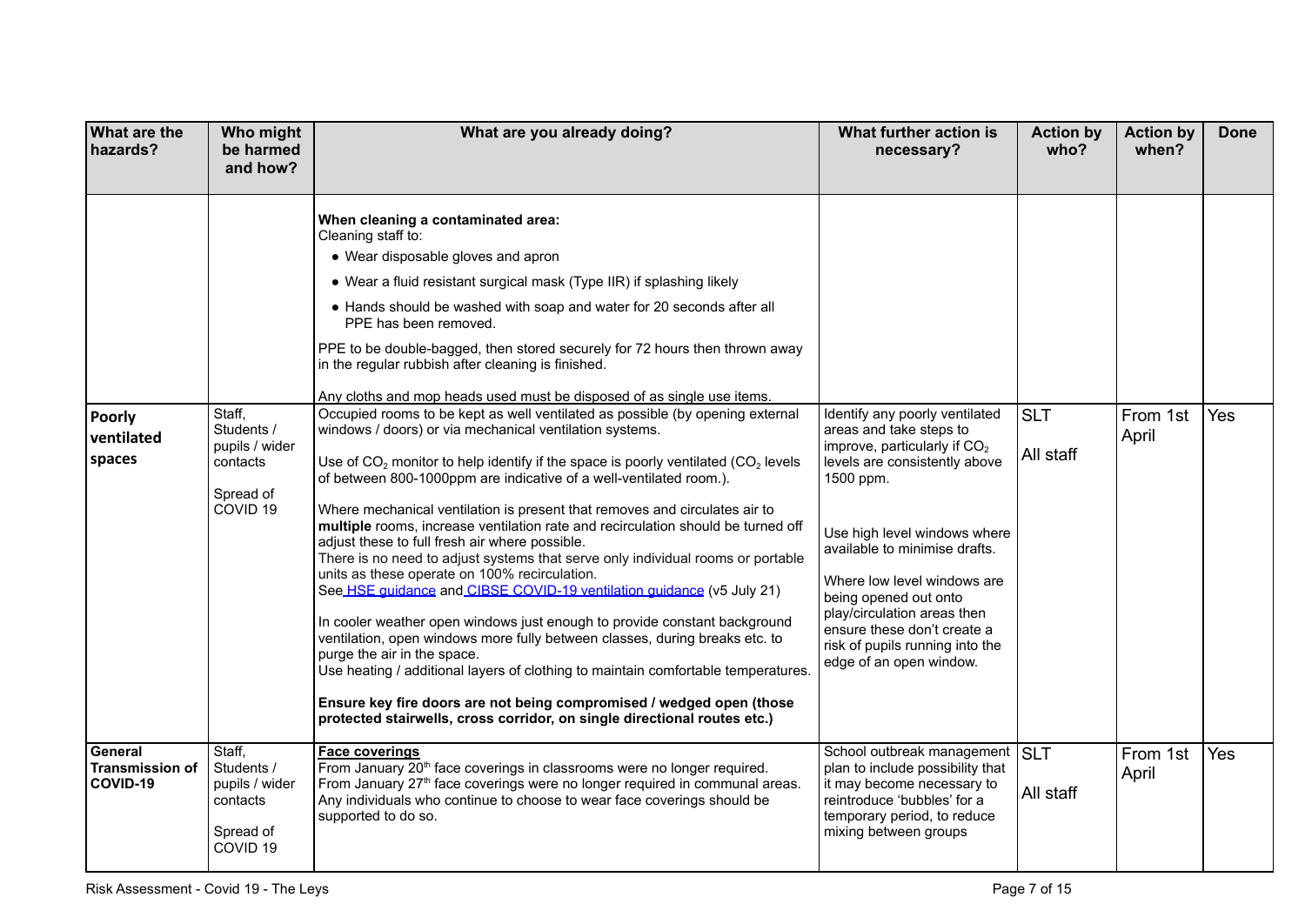| What are the hazards? | Who might be harmed and how? | What are you already doing? | What further action is necessary? | Action by who? | Action by when? | Done |
|---|---|---|---|---|---|---|
| | | **When cleaning a contaminated area:**<br>Cleaning staff to:<br>• Wear disposable gloves and apron<br>• Wear a fluid resistant surgical mask (Type IIR) if splashing likely<br>• Hands should be washed with soap and water for 20 seconds after all PPE has been removed.<br>PPE to be double-bagged, then stored securely for 72 hours then thrown away in the regular rubbish after cleaning is finished.<br>Any cloths and mop heads used must be disposed of as single use items. | | | | |
| **Poorly ventilated spaces** | Staff, Students / pupils / wider contacts<br><br>Spread of COVID 19 | Occupied rooms to be kept as well ventilated as possible (by opening external windows / doors) or via mechanical ventilation systems.<br><br>Use of $CO_2$ monitor to help identify if the space is poorly ventilated ($CO_2$ levels of between 800-1000ppm are indicative of a well-ventilated room.).<br><br>Where mechanical ventilation is present that removes and circulates air to **multiple** rooms, increase ventilation rate and recirculation should be turned off adjust these to full fresh air where possible.<br>There is no need to adjust systems that serve only individual rooms or portable units as these operate on 100% recirculation.<br>See HSE guidance and CIBSE COVID-19 ventilation guidance (v5 July 21)<br><br>In cooler weather open windows just enough to provide constant background ventilation, open windows more fully between classes, during breaks etc. to purge the air in the space.<br>Use heating / additional layers of clothing to maintain comfortable temperatures.<br><br>**Ensure key fire doors are not being compromised / wedged open (those protected stairwells, cross corridor, on single directional routes etc.)** | Identify any poorly ventilated areas and take steps to improve, particularly if $CO_2$ levels are consistently above 1500 ppm.<br><br>Use high level windows where available to minimise drafts.<br><br>Where low level windows are being opened out onto play/circulation areas then ensure these don't create a risk of pupils running into the edge of an open window. | SLT<br><br>All staff | From 1st April | Yes |
| **General Transmission of COVID-19** | Staff, Students / pupils / wider contacts<br><br>Spread of COVID 19 | **Face coverings**<br>From January 20th face coverings in classrooms were no longer required.<br>From January 27th face coverings were no longer required in communal areas.<br>Any individuals who continue to choose to wear face coverings should be supported to do so. | School outbreak management plan to include possibility that it may become necessary to reintroduce 'bubbles' for a temporary period, to reduce mixing between groups | SLT<br><br>All staff | From 1st April | Yes |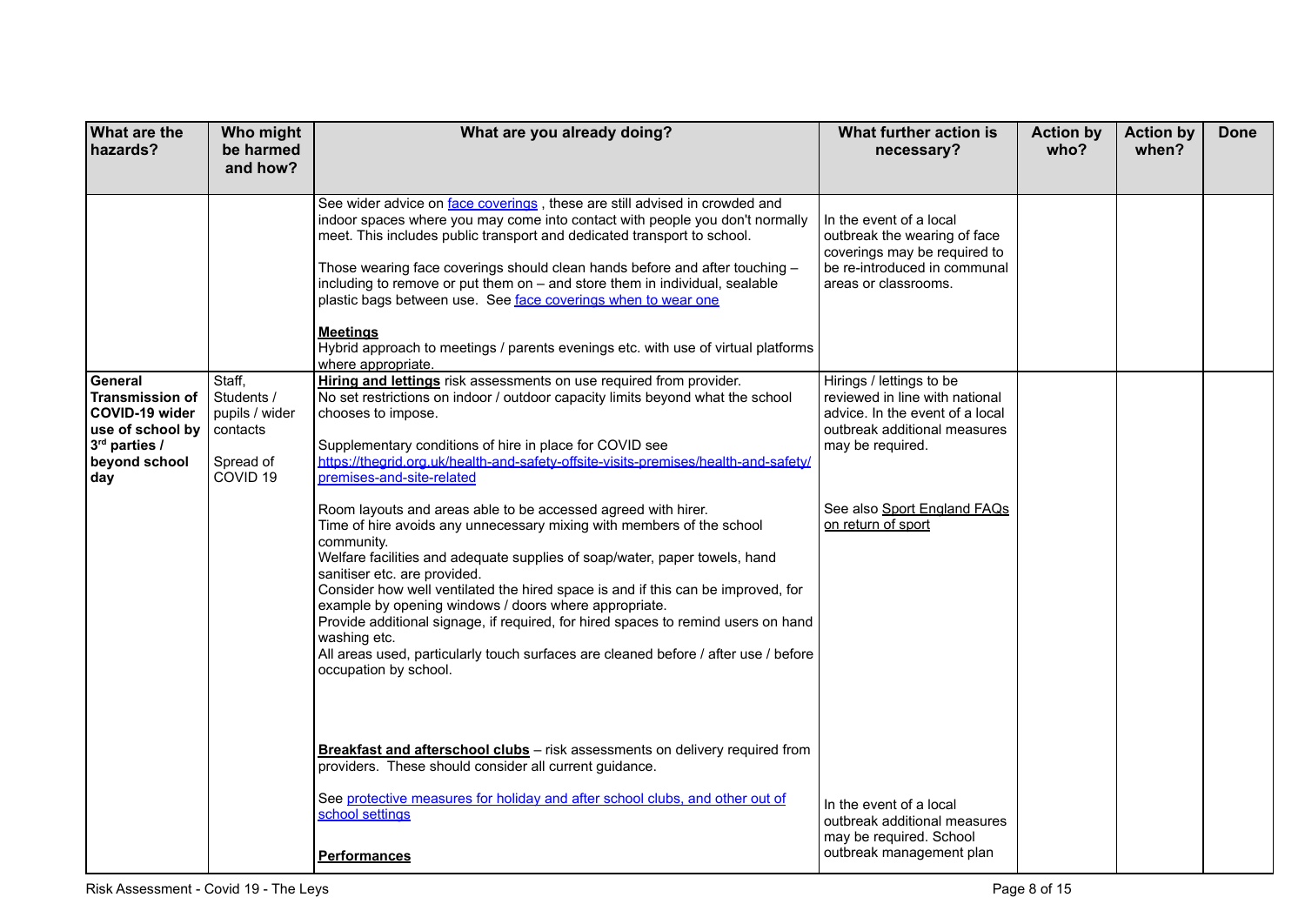| What are the hazards? | Who might be harmed and how? | What are you already doing? | What further action is necessary? | Action by who? | Action by when? | Done |
|---|---|---|---|---|---|---|
| | | See wider advice on face coverings , these are still advised in crowded and indoor spaces where you may come into contact with people you don't normally meet. This includes public transport and dedicated transport to school.<br><br>Those wearing face coverings should clean hands before and after touching – including to remove or put them on – and store them in individual, sealable plastic bags between use. See face coverings when to wear one<br><br>**Meetings**<br>Hybrid approach to meetings / parents evenings etc. with use of virtual platforms where appropriate. | In the event of a local outbreak the wearing of face coverings may be required to be re-introduced in communal areas or classrooms. | | | |
| **General Transmission of COVID-19 wider use of school by 3rd parties / beyond school day** | Staff, Students / pupils / wider contacts<br><br>Spread of COVID 19 | **Hiring and lettings** risk assessments on use required from provider.<br>No set restrictions on indoor / outdoor capacity limits beyond what the school chooses to impose.<br><br>Supplementary conditions of hire in place for COVID see https://thegrid.org.uk/health-and-safety-offsite-visits-premises/health-and-safety/premises-and-site-related<br><br>Room layouts and areas able to be accessed agreed with hirer.<br>Time of hire avoids any unnecessary mixing with members of the school community.<br>Welfare facilities and adequate supplies of soap/water, paper towels, hand sanitiser etc. are provided.<br>Consider how well ventilated the hired space is and if this can be improved, for example by opening windows / doors where appropriate.<br>Provide additional signage, if required, for hired spaces to remind users on hand washing etc.<br>All areas used, particularly touch surfaces are cleaned before / after use / before occupation by school.<br><br>**Breakfast and afterschool clubs** – risk assessments on delivery required from providers. These should consider all current guidance.<br><br>See protective measures for holiday and after school clubs, and other out of school settings<br><br>**Performances** | Hirings / lettings to be reviewed in line with national advice. In the event of a local outbreak additional measures may be required.<br><br>See also Sport England FAQs on return of sport<br><br>In the event of a local outbreak additional measures may be required. School outbreak management plan | | | |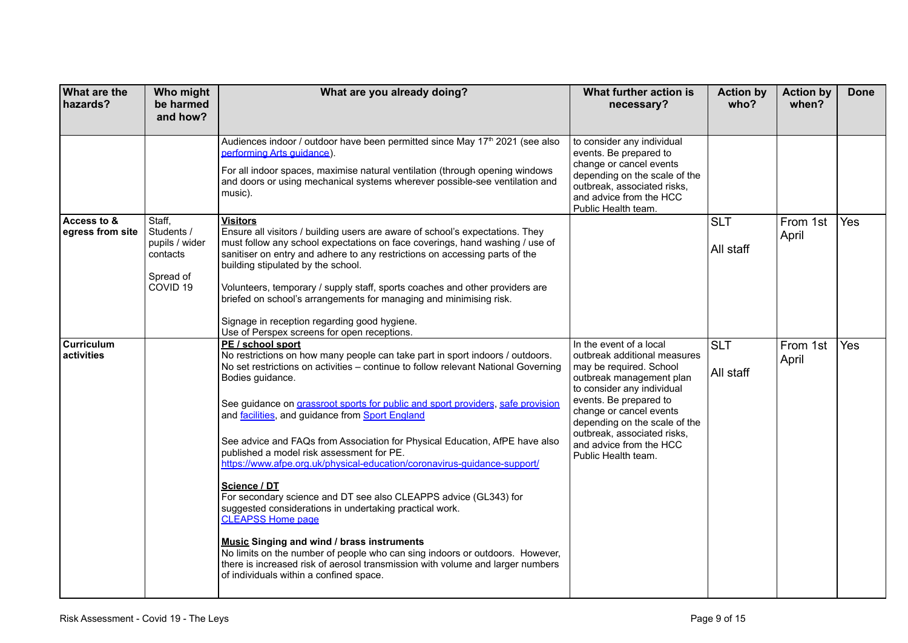| What are the hazards? | Who might be harmed and how? | What are you already doing? | What further action is necessary? | Action by who? | Action by when? | Done |
|---|---|---|---|---|---|---|
| | | Audiences indoor / outdoor have been permitted since May 17th 2021 (see also performing Arts guidance).<br><br>For all indoor spaces, maximise natural ventilation (through opening windows and doors or using mechanical systems wherever possible-see ventilation and music). | to consider any individual events. Be prepared to change or cancel events depending on the scale of the outbreak, associated risks, and advice from the HCC Public Health team. | | | |
| **Access to & egress from site** | Staff, Students / pupils / wider contacts<br><br>Spread of COVID 19 | **Visitors**<br>Ensure all visitors / building users are aware of school's expectations. They must follow any school expectations on face coverings, hand washing / use of sanitiser on entry and adhere to any restrictions on accessing parts of the building stipulated by the school.<br><br>Volunteers, temporary / supply staff, sports coaches and other providers are briefed on school's arrangements for managing and minimising risk.<br><br>Signage in reception regarding good hygiene.<br>Use of Perspex screens for open receptions. | | SLT<br><br>All staff | From 1st April | Yes |
| **Curriculum activities** | | **PE / school sport**<br>No restrictions on how many people can take part in sport indoors / outdoors. No set restrictions on activities – continue to follow relevant National Governing Bodies guidance.<br><br>See guidance on grassroot sports for public and sport providers, safe provision and facilities, and guidance from Sport England<br><br>See advice and FAQs from Association for Physical Education, AfPE have also published a model risk assessment for PE.<br>https://www.afpe.org.uk/physical-education/coronavirus-guidance-support/<br><br>**Science / DT**<br>For secondary science and DT see also CLEAPPS advice (GL343) for suggested considerations in undertaking practical work.<br>CLEAPSS Home page<br><br>**Music Singing and wind / brass instruments**<br>No limits on the number of people who can sing indoors or outdoors. However, there is increased risk of aerosol transmission with volume and larger numbers of individuals within a confined space. | In the event of a local outbreak additional measures may be required. School outbreak management plan to consider any individual events. Be prepared to change or cancel events depending on the scale of the outbreak, associated risks, and advice from the HCC Public Health team. | SLT<br><br>All staff | From 1st April | Yes |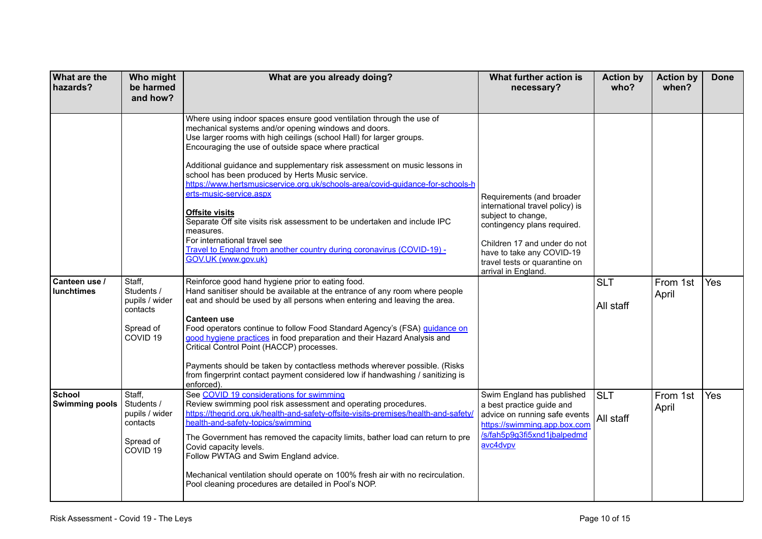| What are the hazards? | Who might be harmed and how? | What are you already doing? | What further action is necessary? | Action by who? | Action by when? | Done |
|---|---|---|---|---|---|---|
| | | Where using indoor spaces ensure good ventilation through the use of mechanical systems and/or opening windows and doors.<br>Use larger rooms with high ceilings (school Hall) for larger groups.<br>Encouraging the use of outside space where practical<br><br>Additional guidance and supplementary risk assessment on music lessons in school has been produced by Herts Music service.<br>https://www.hertsmusicservice.org.uk/schools-area/covid-guidance-for-schools-herts-music-service.aspx<br><br>**Offsite visits**<br>Separate Off site visits risk assessment to be undertaken and include IPC measures.<br>For international travel see<br>Travel to England from another country during coronavirus (COVID-19) - GOV.UK (www.gov.uk) | Requirements (and broader international travel policy) is subject to change, contingency plans required.<br><br>Children 17 and under do not have to take any COVID-19 travel tests or quarantine on arrival in England. | | | |
| **Canteen use / lunchtimes** | Staff, Students / pupils / wider contacts<br><br>Spread of COVID 19 | Reinforce good hand hygiene prior to eating food.<br>Hand sanitiser should be available at the entrance of any room where people eat and should be used by all persons when entering and leaving the area.<br><br>**Canteen use**<br>Food operators continue to follow Food Standard Agency's (FSA) guidance on good hygiene practices in food preparation and their Hazard Analysis and Critical Control Point (HACCP) processes.<br><br>Payments should be taken by contactless methods wherever possible. (Risks from fingerprint contact payment considered low if handwashing / sanitizing is enforced). | | SLT<br><br>All staff | From 1st April | Yes |
| **School Swimming pools** | Staff, Students / pupils / wider contacts<br><br>Spread of COVID 19 | See COVID 19 considerations for swimming<br>Review swimming pool risk assessment and operating procedures.<br>https://thegrid.org.uk/health-and-safety-offsite-visits-premises/health-and-safety/health-and-safety-topics/swimming<br><br>The Government has removed the capacity limits, bather load can return to pre Covid capacity levels.<br>Follow PWTAG and Swim England advice.<br><br>Mechanical ventilation should operate on 100% fresh air with no recirculation.<br>Pool cleaning procedures are detailed in Pool's NOP. | Swim England has published a best practice guide and advice on running safe events https://swimming.app.box.com/s/fah5p9g3fi5xnd1jbalpedmdavc4dvpv | SLT<br><br>All staff | From 1st April | Yes |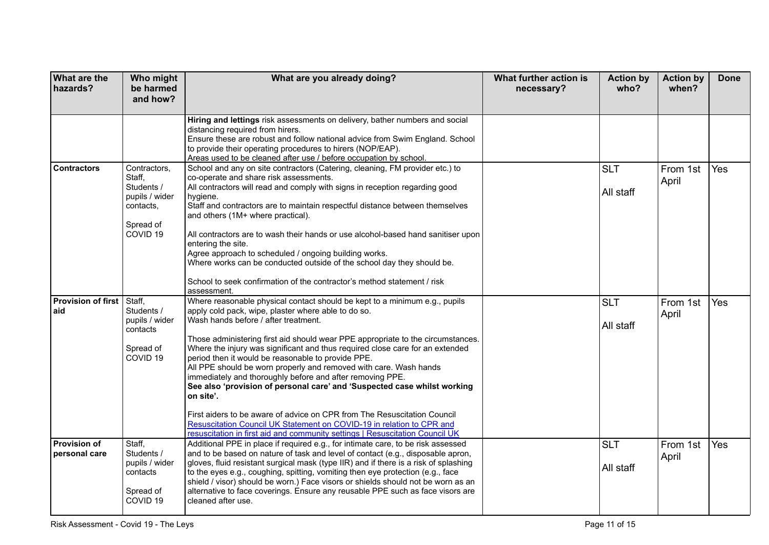| What are the hazards? | Who might be harmed and how? | What are you already doing? | What further action is necessary? | Action by who? | Action by when? | Done |
|---|---|---|---|---|---|---|
| | | **Hiring and lettings** risk assessments on delivery, bather numbers and social distancing required from hirers.<br>Ensure these are robust and follow national advice from Swim England. School to provide their operating procedures to hirers (NOP/EAP).<br>Areas used to be cleaned after use / before occupation by school. | | | | |
| **Contractors** | Contractors, Staff, Students / pupils / wider contacts,<br><br>Spread of COVID 19 | School and any on site contractors (Catering, cleaning, FM provider etc.) to co-operate and share risk assessments.<br>All contractors will read and comply with signs in reception regarding good hygiene.<br>Staff and contractors are to maintain respectful distance between themselves and others (1M+ where practical).<br><br>All contractors are to wash their hands or use alcohol-based hand sanitiser upon entering the site.<br>Agree approach to scheduled / ongoing building works.<br>Where works can be conducted outside of the school day they should be.<br><br>School to seek confirmation of the contractor's method statement / risk assessment. | | SLT<br><br>All staff | From 1st April | Yes |
| **Provision of first aid** | Staff, Students / pupils / wider contacts<br><br>Spread of COVID 19 | Where reasonable physical contact should be kept to a minimum e.g., pupils apply cold pack, wipe, plaster where able to do so.<br>Wash hands before / after treatment.<br><br>Those administering first aid should wear PPE appropriate to the circumstances. Where the injury was significant and thus required close care for an extended period then it would be reasonable to provide PPE.<br>All PPE should be worn properly and removed with care. Wash hands immediately and thoroughly before and after removing PPE.<br>**See also 'provision of personal care' and 'Suspected case whilst working on site'.**<br><br>First aiders to be aware of advice on CPR from The Resuscitation Council<br>[Resuscitation Council UK Statement on COVID-19 in relation to CPR and resuscitation in first aid and community settings \| Resuscitation Council UK] | | SLT<br><br>All staff | From 1st April | Yes |
| **Provision of personal care** | Staff, Students / pupils / wider contacts<br><br>Spread of COVID 19 | Additional PPE in place if required e.g., for intimate care, to be risk assessed and to be based on nature of task and level of contact (e.g., disposable apron, gloves, fluid resistant surgical mask (type IIR) and if there is a risk of splashing to the eyes e.g., coughing, spitting, vomiting then eye protection (e.g., face shield / visor) should be worn.) Face visors or shields should not be worn as an alternative to face coverings. Ensure any reusable PPE such as face visors are cleaned after use. | | SLT<br><br>All staff | From 1st April | Yes |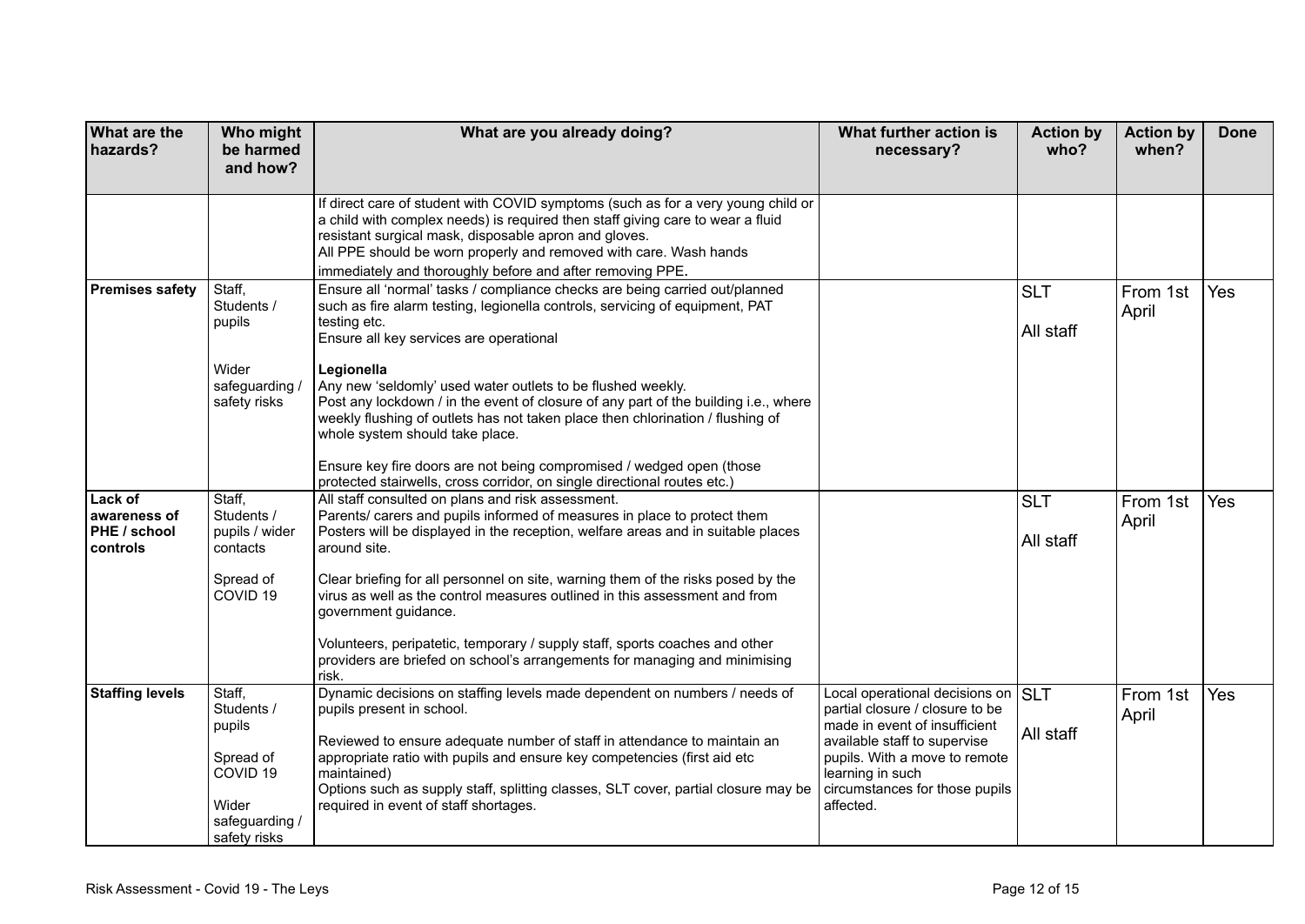| What are the hazards? | Who might be harmed and how? | What are you already doing? | What further action is necessary? | Action by who? | Action by when? | Done |
|---|---|---|---|---|---|---|
| | | If direct care of student with COVID symptoms (such as for a very young child or a child with complex needs) is required then staff giving care to wear a fluid resistant surgical mask, disposable apron and gloves.<br>All PPE should be worn properly and removed with care. Wash hands immediately and thoroughly before and after removing PPE**.** | | | | |
| **Premises safety** | Staff, Students / pupils<br><br>Wider safeguarding / safety risks | Ensure all 'normal' tasks / compliance checks are being carried out/planned such as fire alarm testing, legionella controls, servicing of equipment, PAT testing etc.<br>Ensure all key services are operational<br><br>**Legionella**<br>Any new 'seldomly' used water outlets to be flushed weekly.<br>Post any lockdown / in the event of closure of any part of the building i.e., where weekly flushing of outlets has not taken place then chlorination / flushing of whole system should take place.<br><br>Ensure key fire doors are not being compromised / wedged open (those protected stairwells, cross corridor, on single directional routes etc.) | | SLT<br><br>All staff | From 1st April | Yes |
| **Lack of awareness of PHE / school controls** | Staff, Students / pupils / wider contacts<br><br>Spread of COVID 19 | All staff consulted on plans and risk assessment.<br>Parents/ carers and pupils informed of measures in place to protect them<br>Posters will be displayed in the reception, welfare areas and in suitable places around site.<br><br>Clear briefing for all personnel on site, warning them of the risks posed by the virus as well as the control measures outlined in this assessment and from government guidance.<br><br>Volunteers, peripatetic, temporary / supply staff, sports coaches and other providers are briefed on school's arrangements for managing and minimising risk. | | SLT<br><br>All staff | From 1st April | Yes |
| **Staffing levels** | Staff, Students / pupils<br><br>Spread of COVID 19<br><br>Wider safeguarding / safety risks | Dynamic decisions on staffing levels made dependent on numbers / needs of pupils present in school.<br><br>Reviewed to ensure adequate number of staff in attendance to maintain an appropriate ratio with pupils and ensure key competencies (first aid etc maintained)<br>Options such as supply staff, splitting classes, SLT cover, partial closure may be required in event of staff shortages. | Local operational decisions on partial closure / closure to be made in event of insufficient available staff to supervise pupils. With a move to remote learning in such circumstances for those pupils affected. | SLT<br><br>All staff | From 1st April | Yes |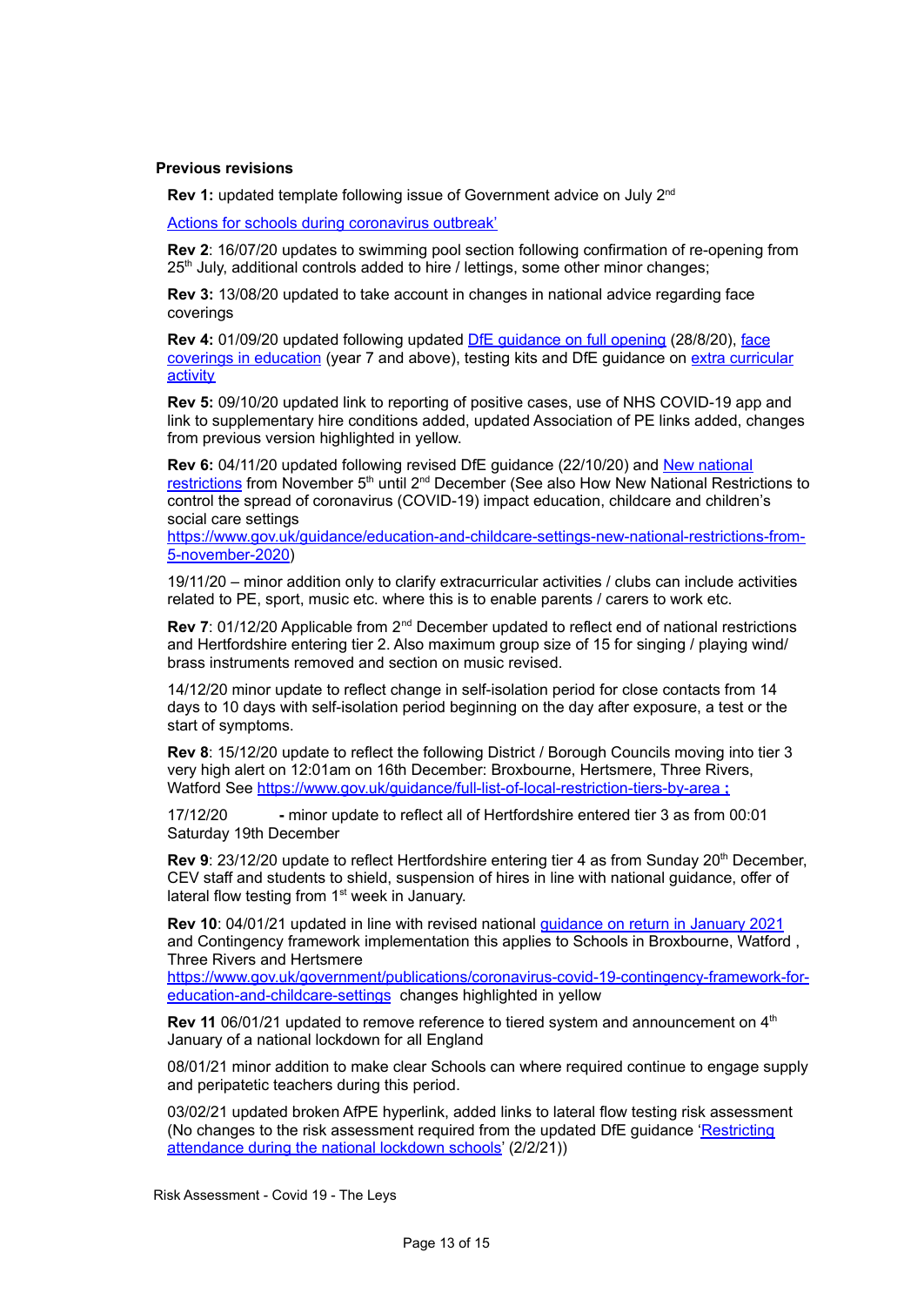**Previous revisions**

**Rev 1:** updated template following issue of Government advice on July 2nd

[Actions for schools during coronavirus outbreak’]

**Rev 2**: 16/07/20 updates to swimming pool section following confirmation of re-opening from 25th July, additional controls added to hire / lettings, some other minor changes;

**Rev 3:** 13/08/20 updated to take account in changes in national advice regarding face coverings

**Rev 4:** 01/09/20 updated following updated DfE guidance on full opening (28/8/20), face coverings in education (year 7 and above), testing kits and DfE guidance on extra curricular activity

**Rev 5:** 09/10/20 updated link to reporting of positive cases, use of NHS COVID-19 app and link to supplementary hire conditions added, updated Association of PE links added, changes from previous version highlighted in yellow.

**Rev 6:** 04/11/20 updated following revised DfE guidance (22/10/20) and New national restrictions from November 5th until 2nd December (See also How New National Restrictions to control the spread of coronavirus (COVID-19) impact education, childcare and children’s social care settings https://www.gov.uk/guidance/education-and-childcare-settings-new-national-restrictions-from-5-november-2020)

19/11/20 – minor addition only to clarify extracurricular activities / clubs can include activities related to PE, sport, music etc. where this is to enable parents / carers to work etc.

**Rev 7**: 01/12/20 Applicable from 2nd December updated to reflect end of national restrictions and Hertfordshire entering tier 2. Also maximum group size of 15 for singing / playing wind/ brass instruments removed and section on music revised.

14/12/20 minor update to reflect change in self-isolation period for close contacts from 14 days to 10 days with self-isolation period beginning on the day after exposure, a test or the start of symptoms.

**Rev 8**: 15/12/20 update to reflect the following District / Borough Councils moving into tier 3 very high alert on 12:01am on 16th December: Broxbourne, Hertsmere, Three Rivers, Watford See https://www.gov.uk/guidance/full-list-of-local-restriction-tiers-by-area ;

17/12/20 **-** minor update to reflect all of Hertfordshire entered tier 3 as from 00:01 Saturday 19th December

**Rev 9**: 23/12/20 update to reflect Hertfordshire entering tier 4 as from Sunday 20th December, CEV staff and students to shield, suspension of hires in line with national guidance, offer of lateral flow testing from 1st week in January.

**Rev 10**: 04/01/21 updated in line with revised national guidance on return in January 2021 and Contingency framework implementation this applies to Schools in Broxbourne, Watford , Three Rivers and Hertsmere https://www.gov.uk/government/publications/coronavirus-covid-19-contingency-framework-for-education-and-childcare-settings changes highlighted in yellow

**Rev 11** 06/01/21 updated to remove reference to tiered system and announcement on 4th January of a national lockdown for all England

08/01/21 minor addition to make clear Schools can where required continue to engage supply and peripatetic teachers during this period.

03/02/21 updated broken AfPE hyperlink, added links to lateral flow testing risk assessment (No changes to the risk assessment required from the updated DfE guidance ‘Restricting attendance during the national lockdown schools’ (2/2/21))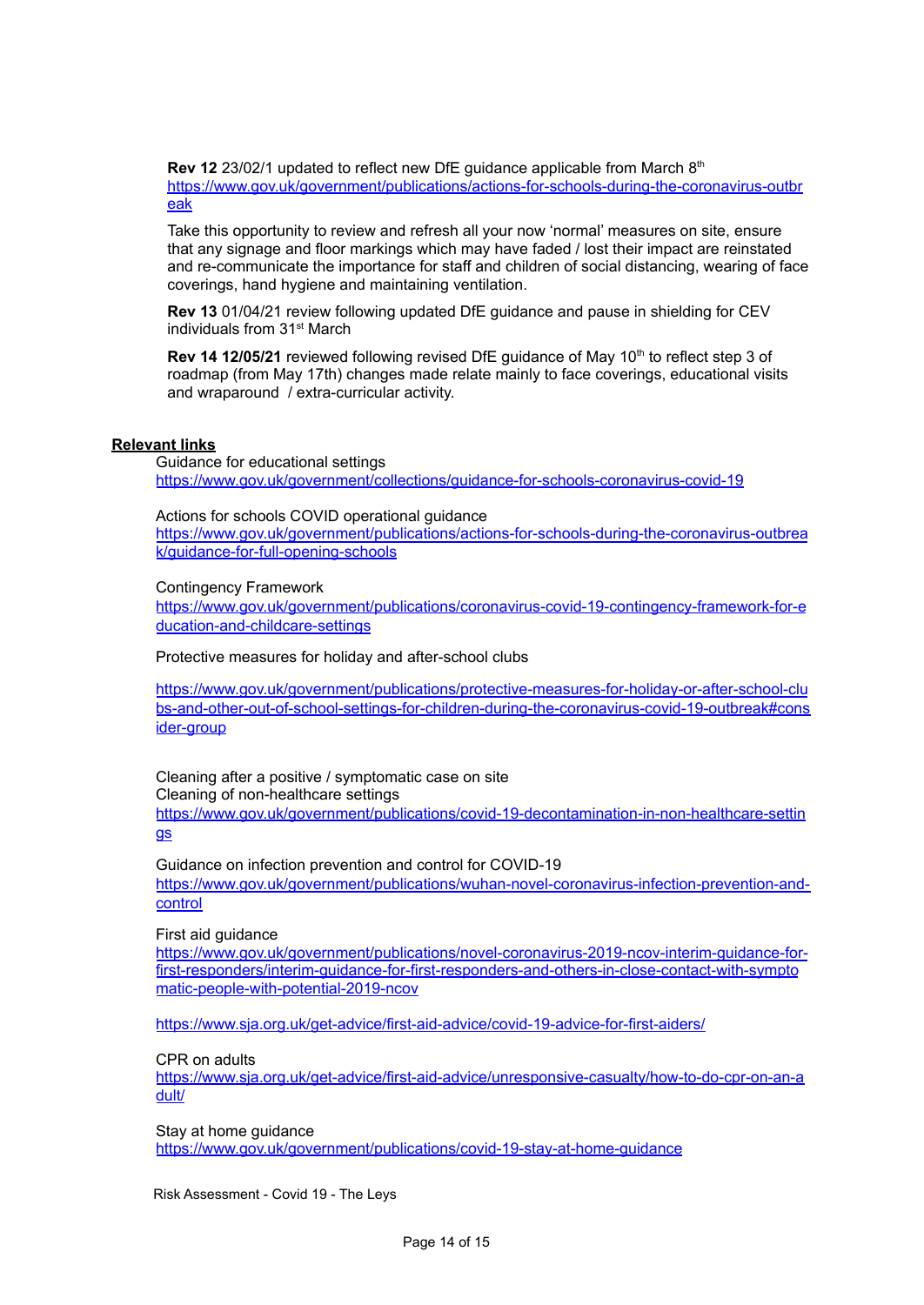**Rev 12** 23/02/1 updated to reflect new DfE guidance applicable from March 8th
https://www.gov.uk/government/publications/actions-for-schools-during-the-coronavirus-outbreak

Take this opportunity to review and refresh all your now 'normal' measures on site, ensure that any signage and floor markings which may have faded / lost their impact are reinstated and re-communicate the importance for staff and children of social distancing, wearing of face coverings, hand hygiene and maintaining ventilation.

**Rev 13** 01/04/21 review following updated DfE guidance and pause in shielding for CEV individuals from 31st March

**Rev 14 12/05/21** reviewed following revised DfE guidance of May 10th to reflect step 3 of roadmap (from May 17th) changes made relate mainly to face coverings, educational visits and wraparound / extra-curricular activity.

**Relevant links**

Guidance for educational settings
https://www.gov.uk/government/collections/guidance-for-schools-coronavirus-covid-19

Actions for schools COVID operational guidance
https://www.gov.uk/government/publications/actions-for-schools-during-the-coronavirus-outbreak/guidance-for-full-opening-schools

Contingency Framework
https://www.gov.uk/government/publications/coronavirus-covid-19-contingency-framework-for-education-and-childcare-settings

Protective measures for holiday and after-school clubs

https://www.gov.uk/government/publications/protective-measures-for-holiday-or-after-school-clubs-and-other-out-of-school-settings-for-children-during-the-coronavirus-covid-19-outbreak#consider-group

Cleaning after a positive / symptomatic case on site
Cleaning of non-healthcare settings
https://www.gov.uk/government/publications/covid-19-decontamination-in-non-healthcare-settings

Guidance on infection prevention and control for COVID-19
https://www.gov.uk/government/publications/wuhan-novel-coronavirus-infection-prevention-and-control

First aid guidance
https://www.gov.uk/government/publications/novel-coronavirus-2019-ncov-interim-guidance-for-first-responders/interim-guidance-for-first-responders-and-others-in-close-contact-with-symptomatic-people-with-potential-2019-ncov

https://www.sja.org.uk/get-advice/first-aid-advice/covid-19-advice-for-first-aiders/

CPR on adults
https://www.sja.org.uk/get-advice/first-aid-advice/unresponsive-casualty/how-to-do-cpr-on-an-adult/

Stay at home guidance
https://www.gov.uk/government/publications/covid-19-stay-at-home-guidance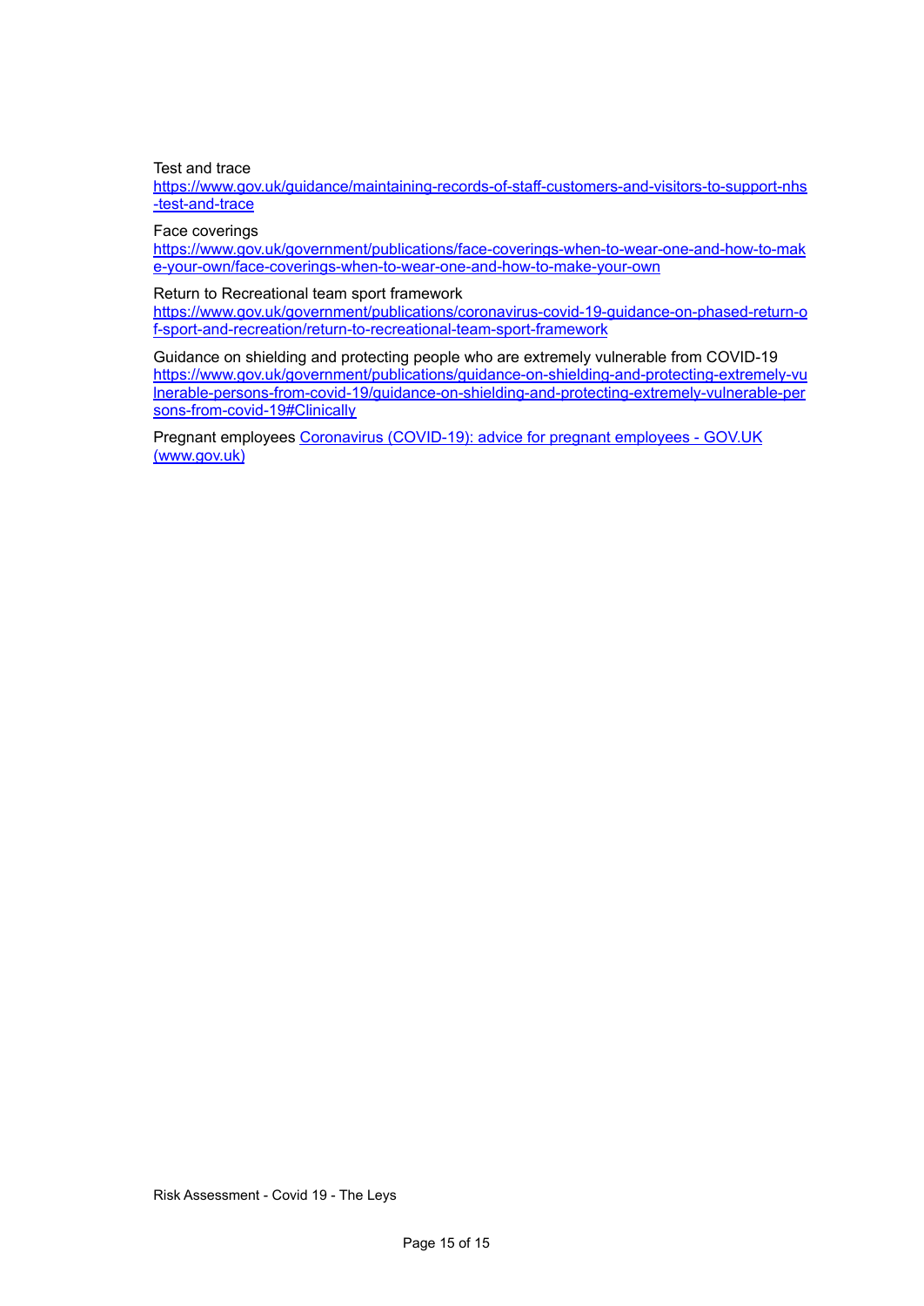Test and trace
https://www.gov.uk/guidance/maintaining-records-of-staff-customers-and-visitors-to-support-nhs-test-and-trace

Face coverings
https://www.gov.uk/government/publications/face-coverings-when-to-wear-one-and-how-to-make-your-own/face-coverings-when-to-wear-one-and-how-to-make-your-own

Return to Recreational team sport framework
https://www.gov.uk/government/publications/coronavirus-covid-19-guidance-on-phased-return-of-sport-and-recreation/return-to-recreational-team-sport-framework

Guidance on shielding and protecting people who are extremely vulnerable from COVID-19
https://www.gov.uk/government/publications/guidance-on-shielding-and-protecting-extremely-vulnerable-persons-from-covid-19/guidance-on-shielding-and-protecting-extremely-vulnerable-persons-from-covid-19#Clinically

Pregnant employees Coronavirus (COVID-19): advice for pregnant employees - GOV.UK (www.gov.uk)